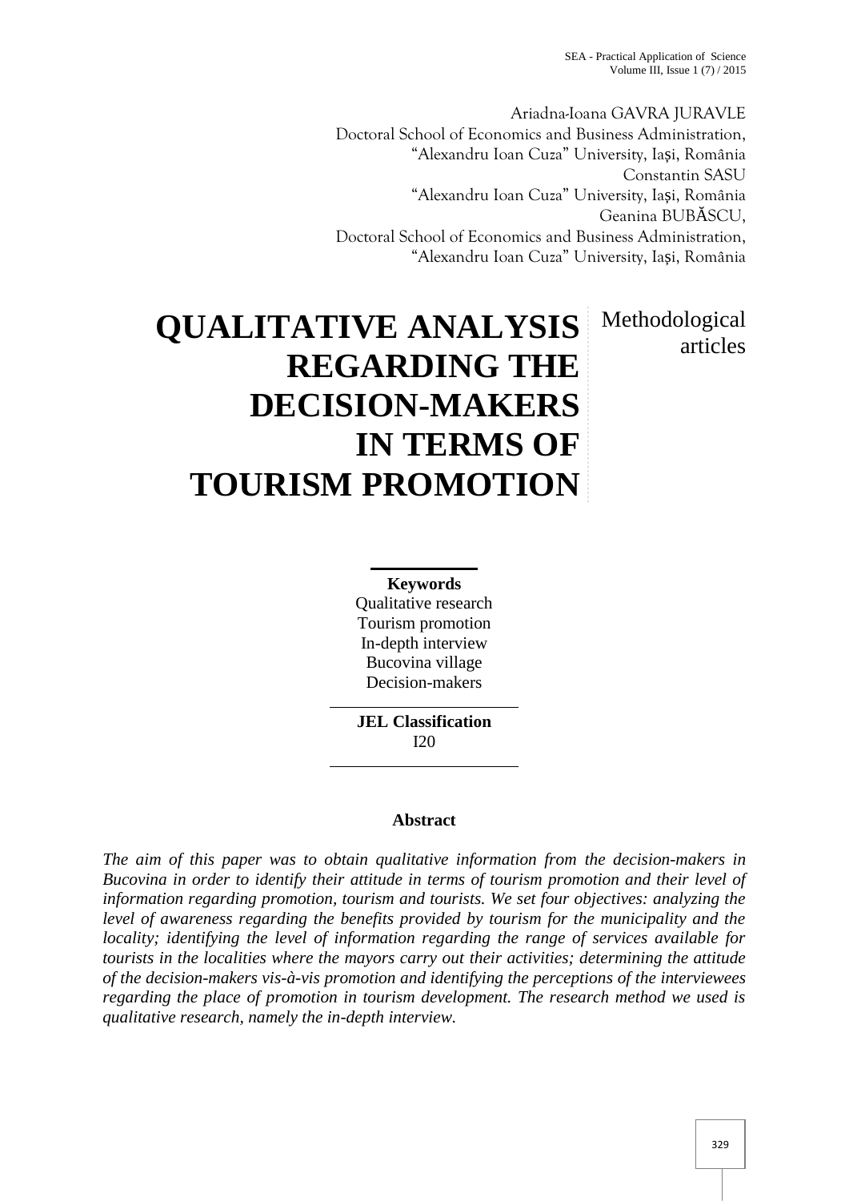Ariadna-Ioana GAVRA JURAVLE
Doctoral School of Economics and Business Administration,
"Alexandru Ioan Cuza" University, Iași, România
Constantin SASU
"Alexandru Ioan Cuza" University, Iași, România
Geanina BUBĂSCU,
Doctoral School of Economics and Business Administration,
"Alexandru Ioan Cuza" University, Iași, România

# QUALITATIVE ANALYSIS REGARDING THE DECISION-MAKERS IN TERMS OF TOURISM PROMOTION

Methodological articles

**Keywords**
Qualitative research
Tourism promotion
In-depth interview
Bucovina village
Decision-makers

**JEL Classification**
I20

## Abstract

*The aim of this paper was to obtain qualitative information from the decision-makers in Bucovina in order to identify their attitude in terms of tourism promotion and their level of information regarding promotion, tourism and tourists. We set four objectives: analyzing the level of awareness regarding the benefits provided by tourism for the municipality and the locality; identifying the level of information regarding the range of services available for tourists in the localities where the mayors carry out their activities; determining the attitude of the decision-makers vis-à-vis promotion and identifying the perceptions of the interviewees regarding the place of promotion in tourism development. The research method we used is qualitative research, namely the in-depth interview.*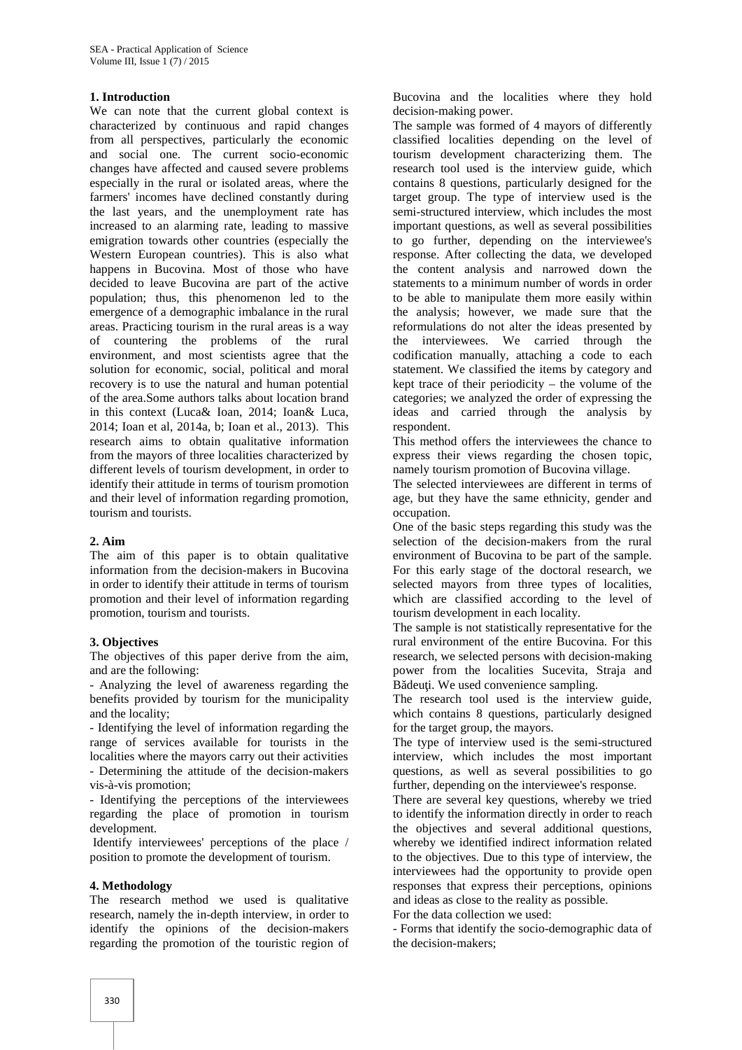## 1. Introduction

We can note that the current global context is characterized by continuous and rapid changes from all perspectives, particularly the economic and social one. The current socio-economic changes have affected and caused severe problems especially in the rural or isolated areas, where the farmers' incomes have declined constantly during the last years, and the unemployment rate has increased to an alarming rate, leading to massive emigration towards other countries (especially the Western European countries). This is also what happens in Bucovina. Most of those who have decided to leave Bucovina are part of the active population; thus, this phenomenon led to the emergence of a demographic imbalance in the rural areas. Practicing tourism in the rural areas is a way of countering the problems of the rural environment, and most scientists agree that the solution for economic, social, political and moral recovery is to use the natural and human potential of the area.Some authors talks about location brand in this context (Luca& Ioan, 2014; Ioan& Luca, 2014; Ioan et al, 2014a, b; Ioan et al., 2013). This research aims to obtain qualitative information from the mayors of three localities characterized by different levels of tourism development, in order to identify their attitude in terms of tourism promotion and their level of information regarding promotion, tourism and tourists.

## 2. Aim

The aim of this paper is to obtain qualitative information from the decision-makers in Bucovina in order to identify their attitude in terms of tourism promotion and their level of information regarding promotion, tourism and tourists.

## 3. Objectives

The objectives of this paper derive from the aim, and are the following:

- Analyzing the level of awareness regarding the benefits provided by tourism for the municipality and the locality;
- Identifying the level of information regarding the range of services available for tourists in the localities where the mayors carry out their activities
- Determining the attitude of the decision-makers vis-à-vis promotion;
- Identifying the perceptions of the interviewees regarding the place of promotion in tourism development.

Identify interviewees' perceptions of the place / position to promote the development of tourism.

## 4. Methodology

The research method we used is qualitative research, namely the in-depth interview, in order to identify the opinions of the decision-makers regarding the promotion of the touristic region of Bucovina and the localities where they hold decision-making power.

The sample was formed of 4 mayors of differently classified localities depending on the level of tourism development characterizing them. The research tool used is the interview guide, which contains 8 questions, particularly designed for the target group. The type of interview used is the semi-structured interview, which includes the most important questions, as well as several possibilities to go further, depending on the interviewee's response. After collecting the data, we developed the content analysis and narrowed down the statements to a minimum number of words in order to be able to manipulate them more easily within the analysis; however, we made sure that the reformulations do not alter the ideas presented by the interviewees. We carried through the codification manually, attaching a code to each statement. We classified the items by category and kept trace of their periodicity – the volume of the categories; we analyzed the order of expressing the ideas and carried through the analysis by respondent.

This method offers the interviewees the chance to express their views regarding the chosen topic, namely tourism promotion of Bucovina village.

The selected interviewees are different in terms of age, but they have the same ethnicity, gender and occupation.

One of the basic steps regarding this study was the selection of the decision-makers from the rural environment of Bucovina to be part of the sample. For this early stage of the doctoral research, we selected mayors from three types of localities, which are classified according to the level of tourism development in each locality.

The sample is not statistically representative for the rural environment of the entire Bucovina. For this research, we selected persons with decision-making power from the localities Sucevita, Straja and Bădeuţi. We used convenience sampling.

The research tool used is the interview guide, which contains 8 questions, particularly designed for the target group, the mayors.

The type of interview used is the semi-structured interview, which includes the most important questions, as well as several possibilities to go further, depending on the interviewee's response.

There are several key questions, whereby we tried to identify the information directly in order to reach the objectives and several additional questions, whereby we identified indirect information related to the objectives. Due to this type of interview, the interviewees had the opportunity to provide open responses that express their perceptions, opinions and ideas as close to the reality as possible.

For the data collection we used:

- Forms that identify the socio-demographic data of the decision-makers;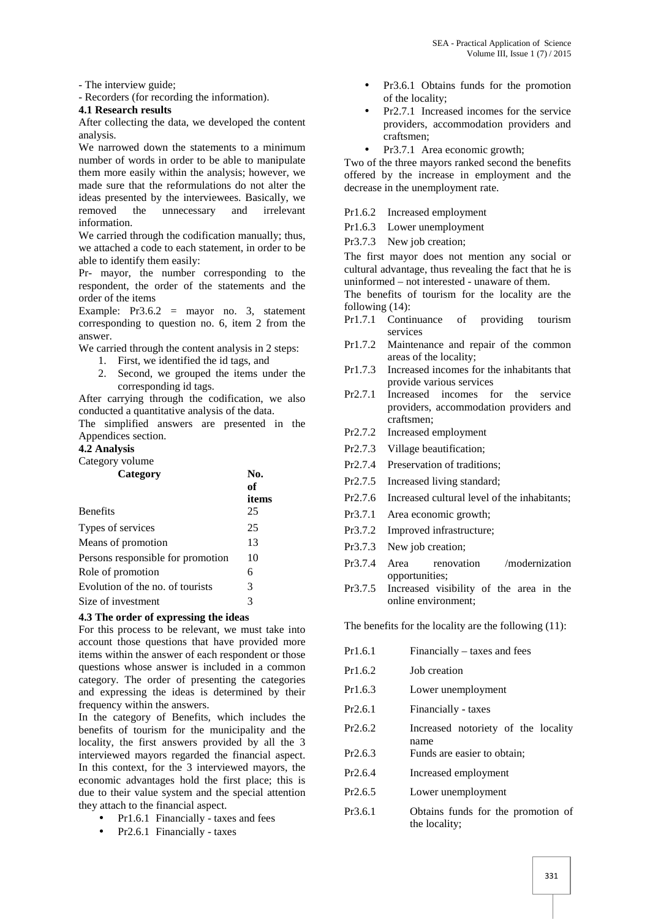- The interview guide;
- Recorders (for recording the information).

### 4.1 Research results

After collecting the data, we developed the content analysis.

We narrowed down the statements to a minimum number of words in order to be able to manipulate them more easily within the analysis; however, we made sure that the reformulations do not alter the ideas presented by the interviewees. Basically, we removed the unnecessary and irrelevant information.

We carried through the codification manually; thus, we attached a code to each statement, in order to be able to identify them easily:

Pr- mayor, the number corresponding to the respondent, the order of the statements and the order of the items

Example: Pr3.6.2 = mayor no. 3, statement corresponding to question no. 6, item 2 from the answer.

We carried through the content analysis in 2 steps:

1. First, we identified the id tags, and
2. Second, we grouped the items under the corresponding id tags.

After carrying through the codification, we also conducted a quantitative analysis of the data.

The simplified answers are presented in the Appendices section.

### 4.2 Analysis

Category volume

| Category | No. of items |
|---|---|
| Benefits | 25 |
| Types of services | 25 |
| Means of promotion | 13 |
| Persons responsible for promotion | 10 |
| Role of promotion | 6 |
| Evolution of the no. of tourists | 3 |
| Size of investment | 3 |

### 4.3 The order of expressing the ideas

For this process to be relevant, we must take into account those questions that have provided more items within the answer of each respondent or those questions whose answer is included in a common category. The order of presenting the categories and expressing the ideas is determined by their frequency within the answers.

In the category of Benefits, which includes the benefits of tourism for the municipality and the locality, the first answers provided by all the 3 interviewed mayors regarded the financial aspect. In this context, for the 3 interviewed mayors, the economic advantages hold the first place; this is due to their value system and the special attention they attach to the financial aspect.

- Pr1.6.1 Financially - taxes and fees
- Pr2.6.1 Financially - taxes
- Pr3.6.1 Obtains funds for the promotion of the locality;
- Pr2.7.1 Increased incomes for the service providers, accommodation providers and craftsmen;
- Pr3.7.1 Area economic growth;

Two of the three mayors ranked second the benefits offered by the increase in employment and the decrease in the unemployment rate.

- Pr1.6.2 Increased employment
- Pr1.6.3 Lower unemployment
- Pr3.7.3 New job creation;

The first mayor does not mention any social or cultural advantage, thus revealing the fact that he is uninformed – not interested - unaware of them.

The benefits of tourism for the locality are the following (14):

- Pr1.7.1 Continuance of providing tourism services
- Pr1.7.2 Maintenance and repair of the common areas of the locality;
- Pr1.7.3 Increased incomes for the inhabitants that provide various services
- Pr2.7.1 Increased incomes for the service providers, accommodation providers and craftsmen;
- Pr2.7.2 Increased employment
- Pr2.7.3 Village beautification;
- Pr2.7.4 Preservation of traditions;
- Pr2.7.5 Increased living standard;
- Pr2.7.6 Increased cultural level of the inhabitants;
- Pr3.7.1 Area economic growth;
- Pr3.7.2 Improved infrastructure;
- Pr3.7.3 New job creation;
- Pr3.7.4 Area renovation /modernization opportunities;
- Pr3.7.5 Increased visibility of the area in the online environment;

The benefits for the locality are the following (11):

- Pr1.6.1 Financially – taxes and fees
- Pr1.6.2 Job creation
- Pr1.6.3 Lower unemployment
- Pr2.6.1 Financially - taxes
- Pr2.6.2 Increased notoriety of the locality name
- Pr2.6.3 Funds are easier to obtain;
- Pr2.6.4 Increased employment
- Pr2.6.5 Lower unemployment
- Pr3.6.1 Obtains funds for the promotion of the locality;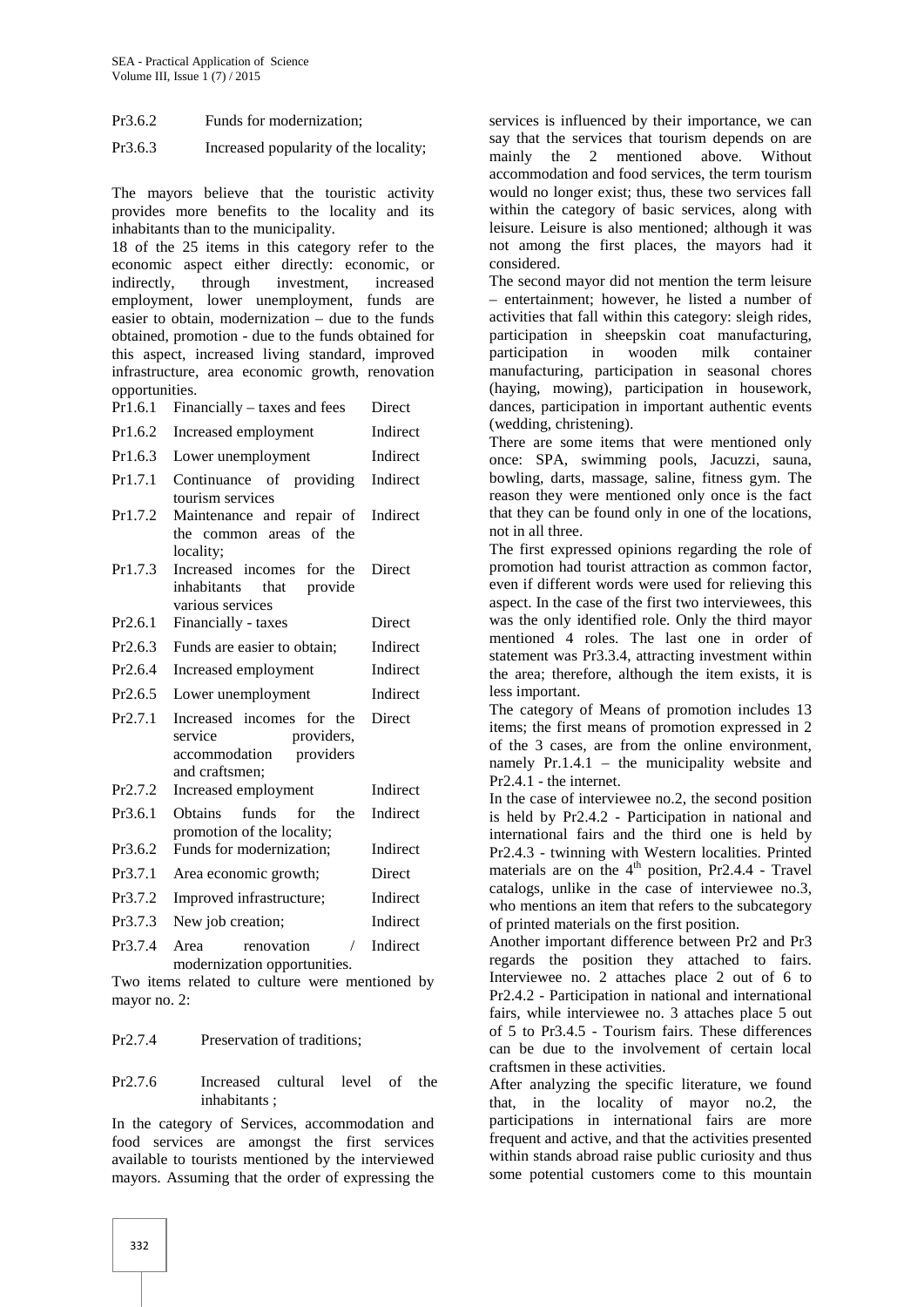Pr3.6.2 Funds for modernization;

Pr3.6.3 Increased popularity of the locality;

The mayors believe that the touristic activity provides more benefits to the locality and its inhabitants than to the municipality.

18 of the 25 items in this category refer to the economic aspect either directly: economic, or indirectly, through investment, increased employment, lower unemployment, funds are easier to obtain, modernization – due to the funds obtained, promotion - due to the funds obtained for this aspect, increased living standard, improved infrastructure, area economic growth, renovation opportunities.

| | | |
|---|---|---|
| Pr1.6.1 | Financially – taxes and fees | Direct |
| Pr1.6.2 | Increased employment | Indirect |
| Pr1.6.3 | Lower unemployment | Indirect |
| Pr1.7.1 | Continuance of providing tourism services | Indirect |
| Pr1.7.2 | Maintenance and repair of the common areas of the locality; | Indirect |
| Pr1.7.3 | Increased incomes for the inhabitants that provide various services | Direct |
| Pr2.6.1 | Financially - taxes | Direct |
| Pr2.6.3 | Funds are easier to obtain; | Indirect |
| Pr2.6.4 | Increased employment | Indirect |
| Pr2.6.5 | Lower unemployment | Indirect |
| Pr2.7.1 | Increased incomes for the service providers, accommodation providers and craftsmen; | Direct |
| Pr2.7.2 | Increased employment | Indirect |
| Pr3.6.1 | Obtains funds for the promotion of the locality; | Indirect |
| Pr3.6.2 | Funds for modernization; | Indirect |
| Pr3.7.1 | Area economic growth; | Direct |
| Pr3.7.2 | Improved infrastructure; | Indirect |
| Pr3.7.3 | New job creation; | Indirect |
| Pr3.7.4 | Area renovation / modernization opportunities. | Indirect |

Two items related to culture were mentioned by mayor no. 2:

Pr2.7.4 Preservation of traditions;

Pr2.7.6 Increased cultural level of the inhabitants ;

In the category of Services, accommodation and food services are amongst the first services available to tourists mentioned by the interviewed mayors. Assuming that the order of expressing the services is influenced by their importance, we can say that the services that tourism depends on are mainly the 2 mentioned above. Without accommodation and food services, the term tourism would no longer exist; thus, these two services fall within the category of basic services, along with leisure. Leisure is also mentioned; although it was not among the first places, the mayors had it considered.

The second mayor did not mention the term leisure – entertainment; however, he listed a number of activities that fall within this category: sleigh rides, participation in sheepskin coat manufacturing, participation in wooden milk container manufacturing, participation in seasonal chores (haying, mowing), participation in housework, dances, participation in important authentic events (wedding, christening).

There are some items that were mentioned only once: SPA, swimming pools, Jacuzzi, sauna, bowling, darts, massage, saline, fitness gym. The reason they were mentioned only once is the fact that they can be found only in one of the locations, not in all three.

The first expressed opinions regarding the role of promotion had tourist attraction as common factor, even if different words were used for relieving this aspect. In the case of the first two interviewees, this was the only identified role. Only the third mayor mentioned 4 roles. The last one in order of statement was Pr3.3.4, attracting investment within the area; therefore, although the item exists, it is less important.

The category of Means of promotion includes 13 items; the first means of promotion expressed in 2 of the 3 cases, are from the online environment, namely Pr.1.4.1 – the municipality website and Pr2.4.1 - the internet.

In the case of interviewee no.2, the second position is held by Pr2.4.2 - Participation in national and international fairs and the third one is held by Pr2.4.3 - twinning with Western localities. Printed materials are on the 4th position, Pr2.4.4 - Travel catalogs, unlike in the case of interviewee no.3, who mentions an item that refers to the subcategory of printed materials on the first position.

Another important difference between Pr2 and Pr3 regards the position they attached to fairs. Interviewee no. 2 attaches place 2 out of 6 to Pr2.4.2 - Participation in national and international fairs, while interviewee no. 3 attaches place 5 out of 5 to Pr3.4.5 - Tourism fairs. These differences can be due to the involvement of certain local craftsmen in these activities.

After analyzing the specific literature, we found that, in the locality of mayor no.2, the participations in international fairs are more frequent and active, and that the activities presented within stands abroad raise public curiosity and thus some potential customers come to this mountain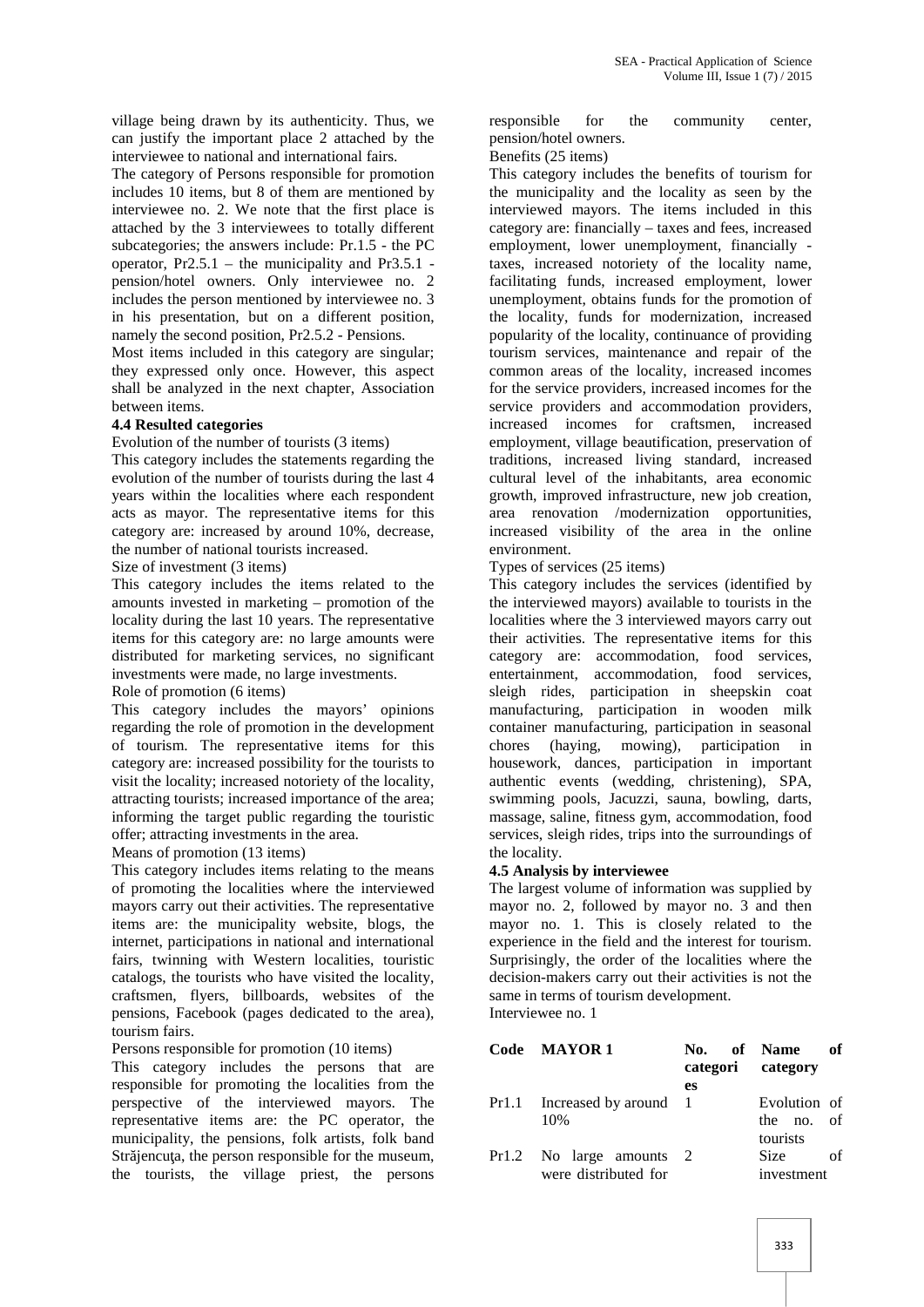village being drawn by its authenticity. Thus, we can justify the important place 2 attached by the interviewee to national and international fairs.

The category of Persons responsible for promotion includes 10 items, but 8 of them are mentioned by interviewee no. 2. We note that the first place is attached by the 3 interviewees to totally different subcategories; the answers include: Pr.1.5 - the PC operator, Pr2.5.1 – the municipality and Pr3.5.1 - pension/hotel owners. Only interviewee no. 2 includes the person mentioned by interviewee no. 3 in his presentation, but on a different position, namely the second position, Pr2.5.2 - Pensions.

Most items included in this category are singular; they expressed only once. However, this aspect shall be analyzed in the next chapter, Association between items.

### 4.4 Resulted categories

Evolution of the number of tourists (3 items)

This category includes the statements regarding the evolution of the number of tourists during the last 4 years within the localities where each respondent acts as mayor. The representative items for this category are: increased by around 10%, decrease, the number of national tourists increased.

Size of investment (3 items)

This category includes the items related to the amounts invested in marketing – promotion of the locality during the last 10 years. The representative items for this category are: no large amounts were distributed for marketing services, no significant investments were made, no large investments.

Role of promotion (6 items)

This category includes the mayors' opinions regarding the role of promotion in the development of tourism. The representative items for this category are: increased possibility for the tourists to visit the locality; increased notoriety of the locality, attracting tourists; increased importance of the area; informing the target public regarding the touristic offer; attracting investments in the area.

Means of promotion (13 items)

This category includes items relating to the means of promoting the localities where the interviewed mayors carry out their activities. The representative items are: the municipality website, blogs, the internet, participations in national and international fairs, twinning with Western localities, touristic catalogs, the tourists who have visited the locality, craftsmen, flyers, billboards, websites of the pensions, Facebook (pages dedicated to the area), tourism fairs.

Persons responsible for promotion (10 items)

This category includes the persons that are responsible for promoting the localities from the perspective of the interviewed mayors. The representative items are: the PC operator, the municipality, the pensions, folk artists, folk band Străjencuţa, the person responsible for the museum, the tourists, the village priest, the persons responsible for the community center, pension/hotel owners.

Benefits (25 items)

This category includes the benefits of tourism for the municipality and the locality as seen by the interviewed mayors. The items included in this category are: financially – taxes and fees, increased employment, lower unemployment, financially - taxes, increased notoriety of the locality name, facilitating funds, increased employment, lower unemployment, obtains funds for the promotion of the locality, funds for modernization, increased popularity of the locality, continuance of providing tourism services, maintenance and repair of the common areas of the locality, increased incomes for the service providers, increased incomes for the service providers and accommodation providers, increased incomes for craftsmen, increased employment, village beautification, preservation of traditions, increased living standard, increased cultural level of the inhabitants, area economic growth, improved infrastructure, new job creation, area renovation /modernization opportunities, increased visibility of the area in the online environment.

Types of services (25 items)

This category includes the services (identified by the interviewed mayors) available to tourists in the localities where the 3 interviewed mayors carry out their activities. The representative items for this category are: accommodation, food services, entertainment, accommodation, food services, sleigh rides, participation in sheepskin coat manufacturing, participation in wooden milk container manufacturing, participation in seasonal chores (haying, mowing), participation in housework, dances, participation in important authentic events (wedding, christening), SPA, swimming pools, Jacuzzi, sauna, bowling, darts, massage, saline, fitness gym, accommodation, food services, sleigh rides, trips into the surroundings of the locality.

### 4.5 Analysis by interviewee

The largest volume of information was supplied by mayor no. 2, followed by mayor no. 3 and then mayor no. 1. This is closely related to the experience in the field and the interest for tourism. Surprisingly, the order of the localities where the decision-makers carry out their activities is not the same in terms of tourism development.

Interviewee no. 1

| Code | MAYOR 1 | No. of categories | Name of category |
|---|---|---|---|
| Pr1.1 | Increased by around 10% | 1 | Evolution of the no. of tourists |
| Pr1.2 | No large amounts were distributed for | 2 | Size of investment |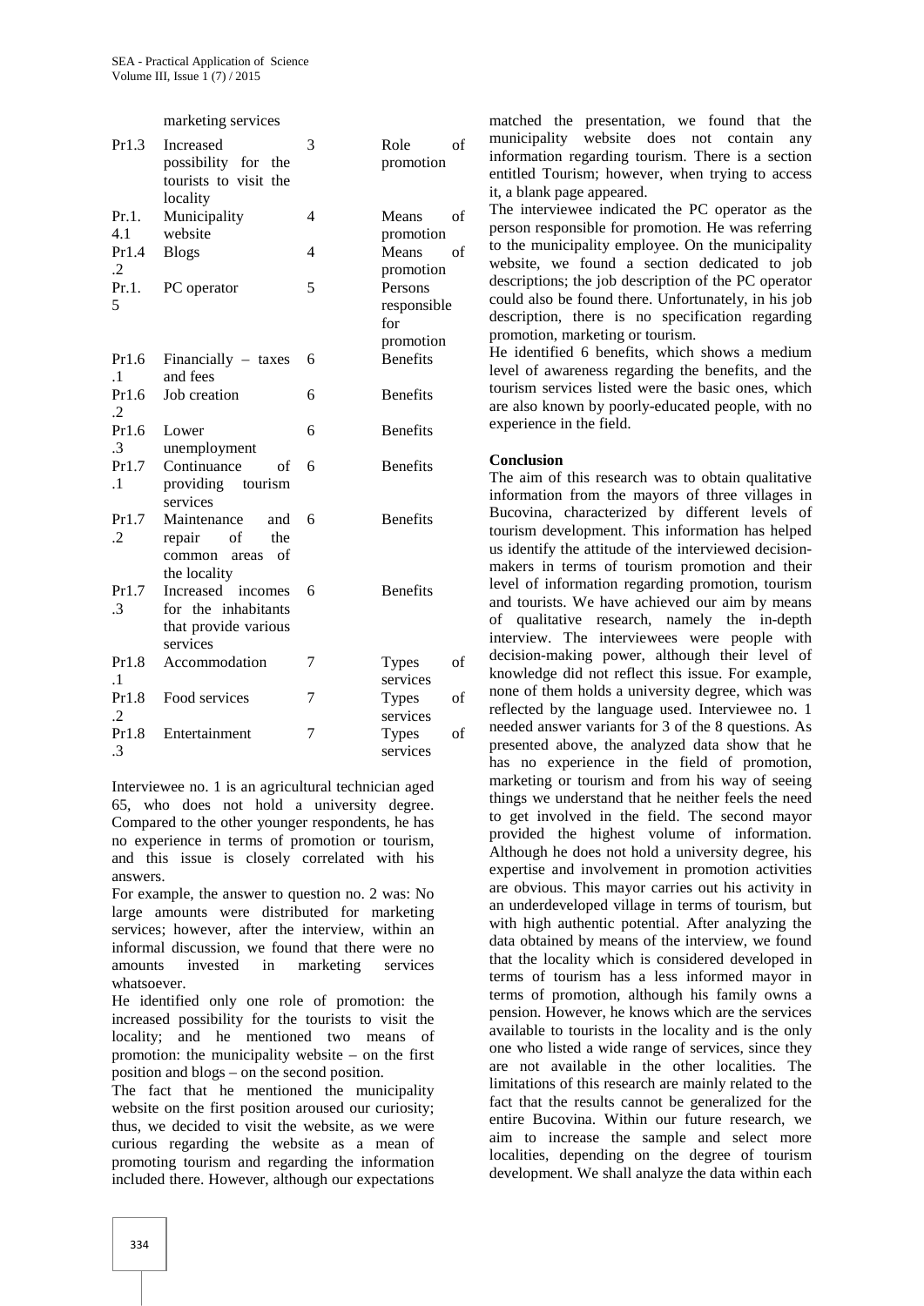| | marketing services | | |
|---|---|---|---|
| Pr1.3 | Increased possibility for the tourists to visit the locality | 3 | Role of promotion |
| Pr.1.4.1 | Municipality website | 4 | Means of promotion |
| Pr1.4.2 | Blogs | 4 | Means of promotion |
| Pr.1.5 | PC operator | 5 | Persons responsible for promotion |
| Pr1.6.1 | Financially – taxes and fees | 6 | Benefits |
| Pr1.6.2 | Job creation | 6 | Benefits |
| Pr1.6.3 | Lower unemployment | 6 | Benefits |
| Pr1.7.1 | Continuance of providing tourism services | 6 | Benefits |
| Pr1.7.2 | Maintenance and repair of the common areas of the locality | 6 | Benefits |
| Pr1.7.3 | Increased incomes for the inhabitants that provide various services | 6 | Benefits |
| Pr1.8.1 | Accommodation | 7 | Types of services |
| Pr1.8.2 | Food services | 7 | Types of services |
| Pr1.8.3 | Entertainment | 7 | Types of services |

Interviewee no. 1 is an agricultural technician aged 65, who does not hold a university degree. Compared to the other younger respondents, he has no experience in terms of promotion or tourism, and this issue is closely correlated with his answers.

For example, the answer to question no. 2 was: No large amounts were distributed for marketing services; however, after the interview, within an informal discussion, we found that there were no amounts invested in marketing services whatsoever.

He identified only one role of promotion: the increased possibility for the tourists to visit the locality; and he mentioned two means of promotion: the municipality website – on the first position and blogs – on the second position.

The fact that he mentioned the municipality website on the first position aroused our curiosity; thus, we decided to visit the website, as we were curious regarding the website as a mean of promoting tourism and regarding the information included there. However, although our expectations matched the presentation, we found that the municipality website does not contain any information regarding tourism. There is a section entitled Tourism; however, when trying to access it, a blank page appeared.

The interviewee indicated the PC operator as the person responsible for promotion. He was referring to the municipality employee. On the municipality website, we found a section dedicated to job descriptions; the job description of the PC operator could also be found there. Unfortunately, in his job description, there is no specification regarding promotion, marketing or tourism.

He identified 6 benefits, which shows a medium level of awareness regarding the benefits, and the tourism services listed were the basic ones, which are also known by poorly-educated people, with no experience in the field.

**Conclusion**

The aim of this research was to obtain qualitative information from the mayors of three villages in Bucovina, characterized by different levels of tourism development. This information has helped us identify the attitude of the interviewed decision-makers in terms of tourism promotion and their level of information regarding promotion, tourism and tourists. We have achieved our aim by means of qualitative research, namely the in-depth interview. The interviewees were people with decision-making power, although their level of knowledge did not reflect this issue. For example, none of them holds a university degree, which was reflected by the language used. Interviewee no. 1 needed answer variants for 3 of the 8 questions. As presented above, the analyzed data show that he has no experience in the field of promotion, marketing or tourism and from his way of seeing things we understand that he neither feels the need to get involved in the field. The second mayor provided the highest volume of information. Although he does not hold a university degree, his expertise and involvement in promotion activities are obvious. This mayor carries out his activity in an underdeveloped village in terms of tourism, but with high authentic potential. After analyzing the data obtained by means of the interview, we found that the locality which is considered developed in terms of tourism has a less informed mayor in terms of promotion, although his family owns a pension. However, he knows which are the services available to tourists in the locality and is the only one who listed a wide range of services, since they are not available in the other localities. The limitations of this research are mainly related to the fact that the results cannot be generalized for the entire Bucovina. Within our future research, we aim to increase the sample and select more localities, depending on the degree of tourism development. We shall analyze the data within each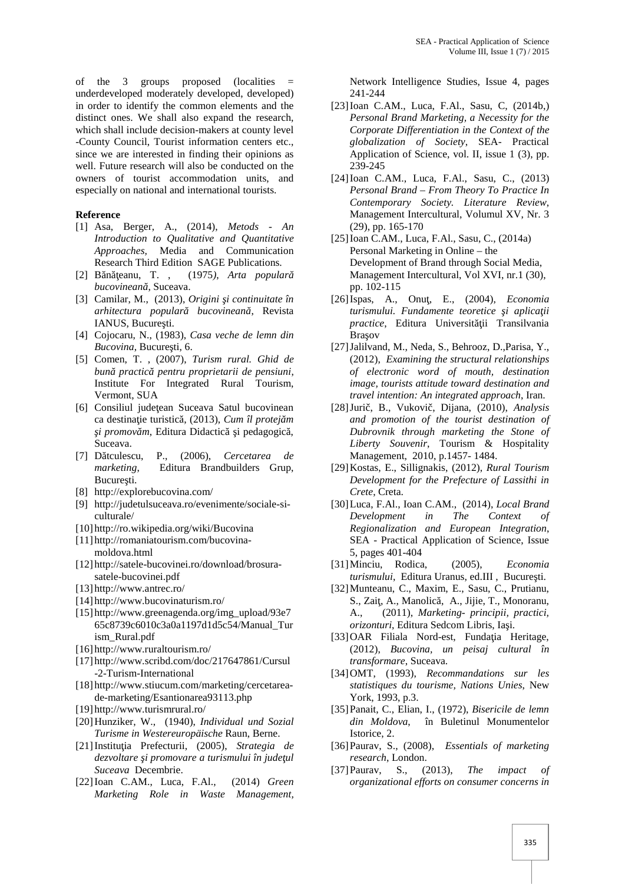of the 3 groups proposed (localities = underdeveloped moderately developed, developed) in order to identify the common elements and the distinct ones. We shall also expand the research, which shall include decision-makers at county level -County Council, Tourist information centers etc., since we are interested in finding their opinions as well. Future research will also be conducted on the owners of tourist accommodation units, and especially on national and international tourists.

**Reference**

[1] Asa, Berger, A., (2014), *Metods - An Introduction to Qualitative and Quantitative Approaches,* Media and Communication Research Third Edition SAGE Publications.

[2] Bănăţeanu, T. , (1975), *Arta populară bucovineană*, Suceava.

[3] Camilar, M., (2013), *Origini şi continuitate în arhitectura populară bucovineană*, Revista IANUS, Bucureşti.

[4] Cojocaru, N., (1983), *Casa veche de lemn din Bucovina*, Bucureşti, 6.

[5] Comen, T. , (2007), *Turism rural. Ghid de bună practică pentru proprietarii de pensiuni*, Institute For Integrated Rural Tourism, Vermont, SUA

[6] Consiliul judeţean Suceava Satul bucovinean ca destinaţie turistică, (2013), *Cum îl protejăm şi promovăm*, Editura Didactică şi pedagogică, Suceava.

[7] Dătculescu, P., (2006), *Cercetarea de marketing*, Editura Brandbuilders Grup, Bucureşti.

[8] http://explorebucovina.com/

[9] http://judetulsuceava.ro/evenimente/sociale-si-culturale/

[10] http://ro.wikipedia.org/wiki/Bucovina

[11] http://romaniatourism.com/bucovina-moldova.html

[12] http://satele-bucovinei.ro/download/brosura-satele-bucovinei.pdf

[13] http://www.antrec.ro/

[14] http://www.bucovinaturism.ro/

[15] http://www.greenagenda.org/img_upload/93e765c8739c6010c3a0a1197d1d5c54/Manual_Turism_Rural.pdf

[16] http://www.ruraltourism.ro/

[17] http://www.scribd.com/doc/217647861/Cursul-2-Turism-International

[18] http://www.stiucum.com/marketing/cercetarea-de-marketing/Esantionarea93113.php

[19] http://www.turismrural.ro/

[20] Hunziker, W., (1940), *Individual und Sozial Turisme in Westereuropäische* Raun, Berne.

[21] Instituţia Prefecturii, (2005), *Strategia de dezvoltare şi promovare a turismului în judeţul Suceava* Decembrie.

[22] Ioan C.AM., Luca, F.Al., (2014) *Green Marketing Role in Waste Management,* Network Intelligence Studies, Issue 4, pages 241-244

[23] Ioan C.AM., Luca, F.Al., Sasu, C, (2014b,) *Personal Brand Marketing, a Necessity for the Corporate Differentiation in the Context of the globalization of Society*, SEA- Practical Application of Science, vol. II, issue 1 (3), pp. 239-245

[24] Ioan C.AM., Luca, F.Al., Sasu, C., (2013) *Personal Brand – From Theory To Practice In Contemporary Society. Literature Review*, Management Intercultural, Volumul XV, Nr. 3 (29), pp. 165-170

[25] Ioan C.AM., Luca, F.Al., Sasu, C., (2014a) Personal Marketing in Online – the Development of Brand through Social Media, Management Intercultural, Vol XVI, nr.1 (30), pp. 102-115

[26] Ispas, A., Onuţ, E., (2004), *Economia turismului. Fundamente teoretice şi aplicaţii practice*, Editura Universităţii Transilvania Braşov

[27] Jalilvand, M., Neda, S., Behrooz, D.,Parisa, Y., (2012), *Examining the structural relationships of electronic word of mouth, destination image, tourists attitude toward destination and travel intention: An integrated approach*, Iran.

[28] Jurič, B., Vukovič, Dijana, (2010), *Analysis and promotion of the tourist destination of Dubrovnik through marketing the Stone of Liberty Souvenir*, Tourism & Hospitality Management, 2010, p.1457- 1484.

[29] Kostas, E., Sillignakis, (2012), *Rural Tourism Development for the Prefecture of Lassithi in Crete*, Creta.

[30] Luca, F.Al., Ioan C.AM., (2014), *Local Brand Development in The Context of Regionalization and European Integration*, SEA - Practical Application of Science, Issue 5, pages 401-404

[31] Minciu, Rodica, (2005), *Economia turismului*, Editura Uranus, ed.III , Bucureşti.

[32] Munteanu, C., Maxim, E., Sasu, C., Prutianu, S., Zaiţ, A., Manolică, A., Jijie, T., Monoranu, A., (2011), *Marketing- principii, practici, orizonturi*, Editura Sedcom Libris, Iaşi.

[33] OAR Filiala Nord-est, Fundaţia Heritage, (2012), *Bucovina, un peisaj cultural în transformare*, Suceava.

[34] OMT, (1993), *Recommandations sur les statistiques du tourisme, Nations Unies,* New York, 1993, p.3.

[35] Panait, C., Elian, I., (1972), *Bisericile de lemn din Moldova*, în Buletinul Monumentelor Istorice, 2.

[36] Paurav, S., (2008), *Essentials of marketing research*, London.

[37] Paurav, S., (2013), *The impact of organizational efforts on consumer concerns in*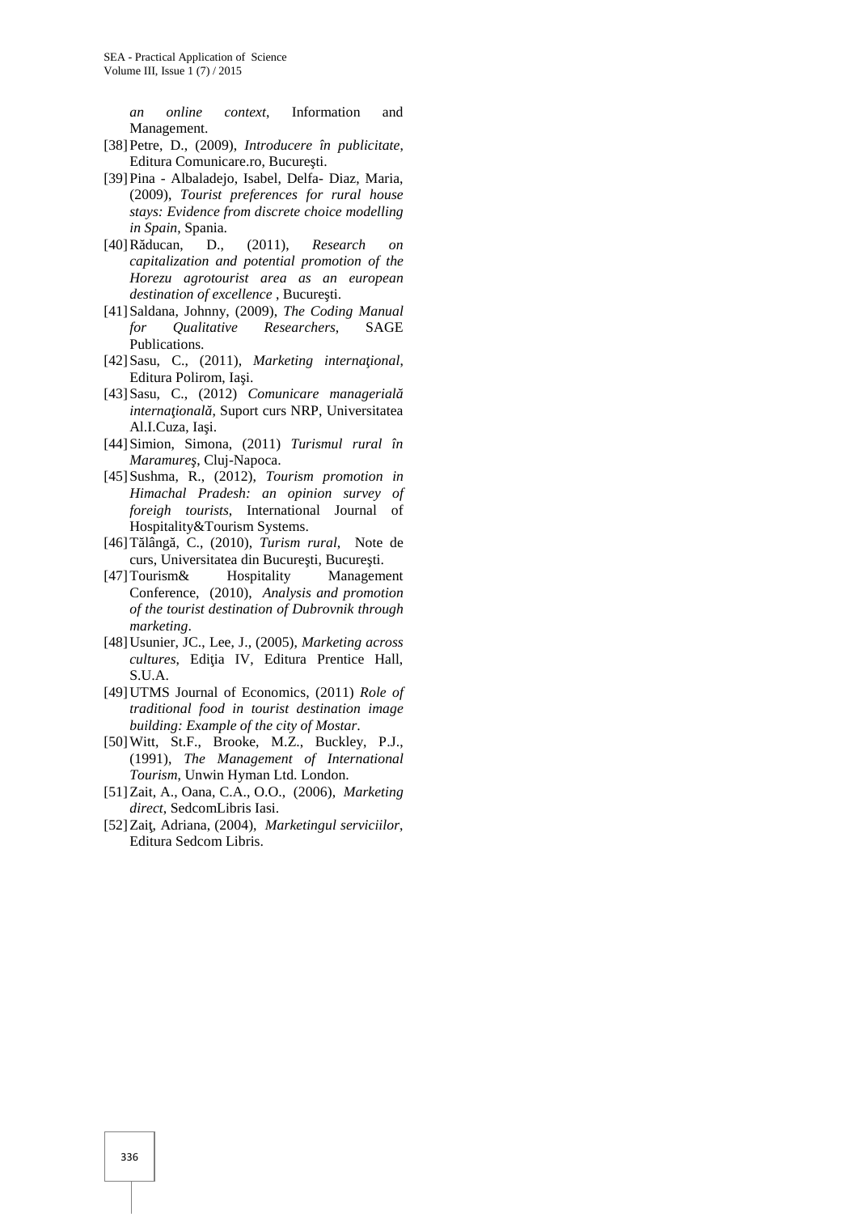*an online context*, Information and Management.

[38] Petre, D., (2009), *Introducere în publicitate*, Editura Comunicare.ro, Bucureşti.

[39] Pina - Albaladejo, Isabel, Delfa- Diaz, Maria, (2009), *Tourist preferences for rural house stays: Evidence from discrete choice modelling in Spain*, Spania.

[40] Răducan, D., (2011), *Research on capitalization and potential promotion of the Horezu agrotourist area as an european destination of excellence* , Bucureşti.

[41] Saldana, Johnny, (2009), *The Coding Manual for Qualitative Researchers*, SAGE Publications.

[42] Sasu, C., (2011), *Marketing internaţional*, Editura Polirom, Iaşi.

[43] Sasu, C., (2012) *Comunicare managerială internaţională*, Suport curs NRP, Universitatea Al.I.Cuza, Iaşi.

[44] Simion, Simona, (2011) *Turismul rural în Maramureş*, Cluj-Napoca.

[45] Sushma, R., (2012), *Tourism promotion in Himachal Pradesh: an opinion survey of foreigh tourists*, International Journal of Hospitality&Tourism Systems.

[46] Tălângă, C., (2010), *Turism rural*, Note de curs, Universitatea din Bucureşti, Bucureşti.

[47] Tourism& Hospitality Management Conference, (2010), *Analysis and promotion of the tourist destination of Dubrovnik through marketing*.

[48] Usunier, JC., Lee, J., (2005), *Marketing across cultures*, Ediţia IV, Editura Prentice Hall, S.U.A.

[49] UTMS Journal of Economics, (2011) *Role of traditional food in tourist destination image building: Example of the city of Mostar*.

[50] Witt, St.F., Brooke, M.Z., Buckley, P.J., (1991), *The Management of International Tourism*, Unwin Hyman Ltd. London.

[51] Zait, A., Oana, C.A., O.O., (2006), *Marketing direct*, SedcomLibris Iasi.

[52] Zaiţ, Adriana, (2004), *Marketingul serviciilor*, Editura Sedcom Libris.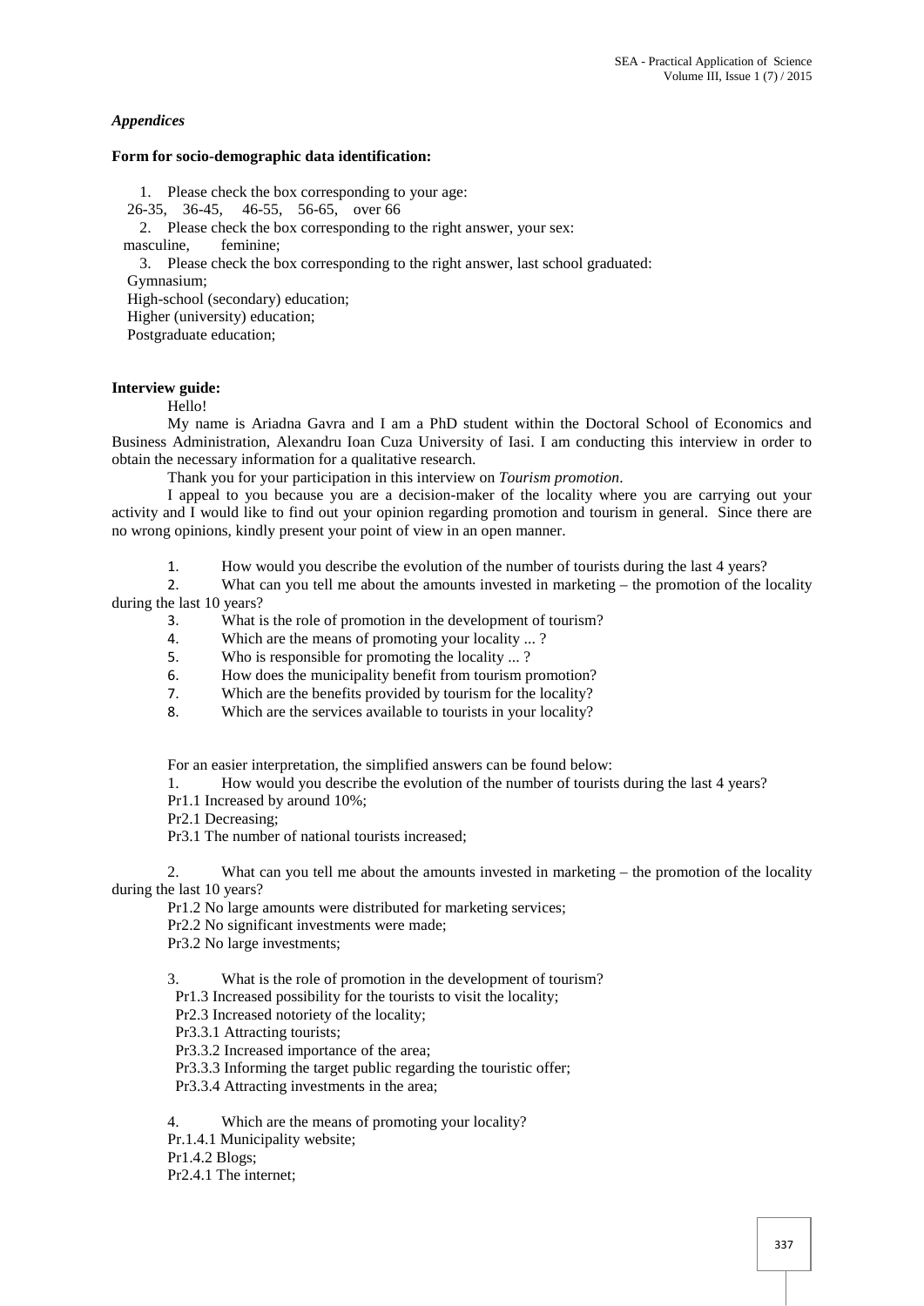*Appendices*

**Form for socio-demographic data identification:**

1. Please check the box corresponding to your age:

26-35, 36-45, 46-55, 56-65, over 66

2. Please check the box corresponding to the right answer, your sex:

masculine, feminine;

3. Please check the box corresponding to the right answer, last school graduated:

Gymnasium;

High-school (secondary) education;

Higher (university) education;

Postgraduate education;

**Interview guide:**

Hello!

My name is Ariadna Gavra and I am a PhD student within the Doctoral School of Economics and Business Administration, Alexandru Ioan Cuza University of Iasi. I am conducting this interview in order to obtain the necessary information for a qualitative research.

Thank you for your participation in this interview on *Tourism promotion*.

I appeal to you because you are a decision-maker of the locality where you are carrying out your activity and I would like to find out your opinion regarding promotion and tourism in general. Since there are no wrong opinions, kindly present your point of view in an open manner.

1. How would you describe the evolution of the number of tourists during the last 4 years?
2. What can you tell me about the amounts invested in marketing – the promotion of the locality during the last 10 years?
3. What is the role of promotion in the development of tourism?
4. Which are the means of promoting your locality ... ?
5. Who is responsible for promoting the locality ... ?
6. How does the municipality benefit from tourism promotion?
7. Which are the benefits provided by tourism for the locality?
8. Which are the services available to tourists in your locality?

For an easier interpretation, the simplified answers can be found below:

1. How would you describe the evolution of the number of tourists during the last 4 years?

Pr1.1 Increased by around 10%;

Pr2.1 Decreasing;

Pr3.1 The number of national tourists increased;

2. What can you tell me about the amounts invested in marketing – the promotion of the locality during the last 10 years?

Pr1.2 No large amounts were distributed for marketing services;

Pr2.2 No significant investments were made;

Pr3.2 No large investments;

3. What is the role of promotion in the development of tourism?

Pr1.3 Increased possibility for the tourists to visit the locality;

Pr2.3 Increased notoriety of the locality;

Pr3.3.1 Attracting tourists;

Pr3.3.2 Increased importance of the area;

Pr3.3.3 Informing the target public regarding the touristic offer;

Pr3.3.4 Attracting investments in the area;

4. Which are the means of promoting your locality?

Pr.1.4.1 Municipality website;

Pr1.4.2 Blogs;

Pr2.4.1 The internet;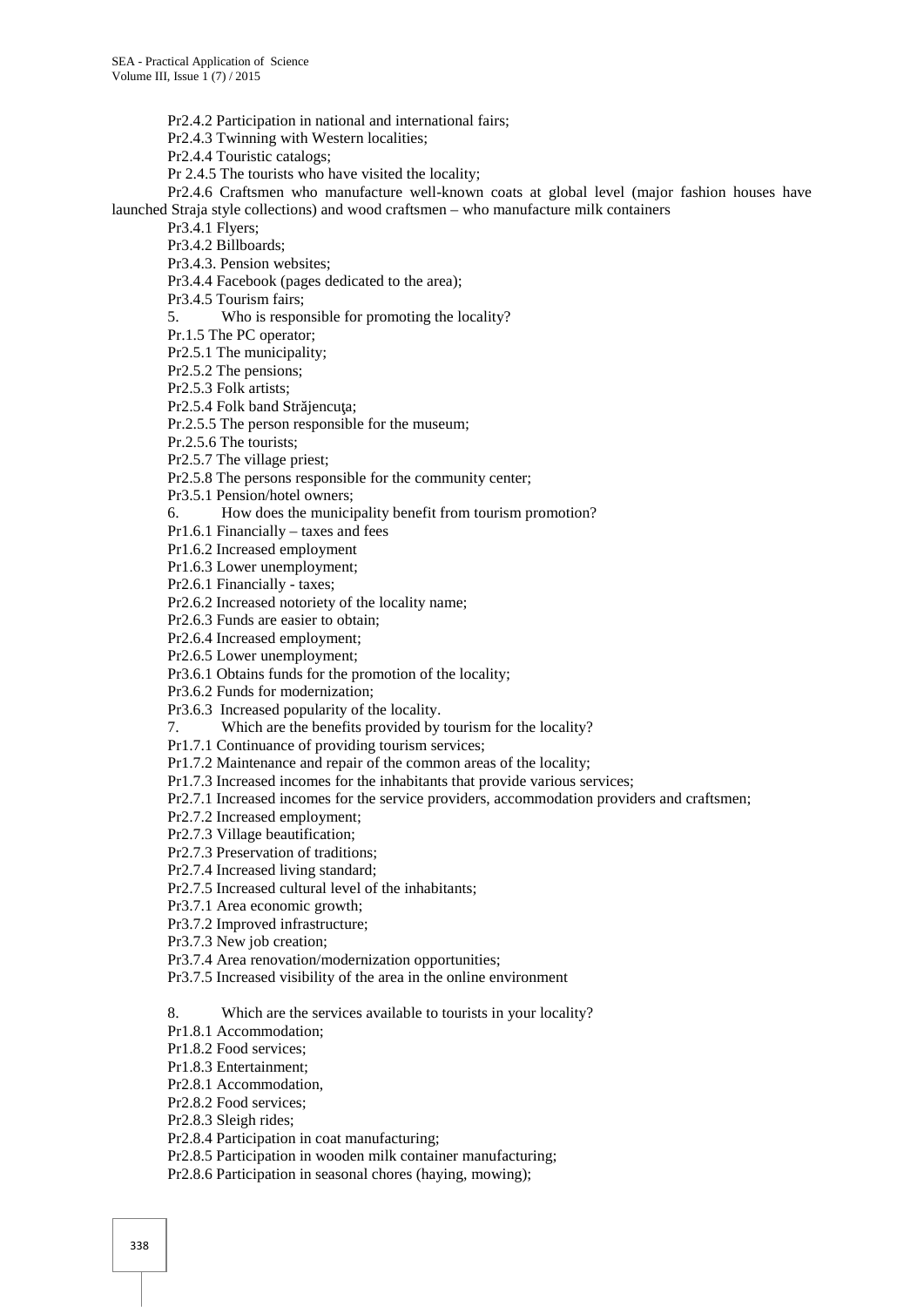Pr2.4.2 Participation in national and international fairs;

Pr2.4.3 Twinning with Western localities;

Pr2.4.4 Touristic catalogs;

Pr 2.4.5 The tourists who have visited the locality;

Pr2.4.6 Craftsmen who manufacture well-known coats at global level (major fashion houses have launched Straja style collections) and wood craftsmen – who manufacture milk containers

Pr3.4.1 Flyers;

Pr3.4.2 Billboards;

Pr3.4.3. Pension websites;

Pr3.4.4 Facebook (pages dedicated to the area);

Pr3.4.5 Tourism fairs;

5. Who is responsible for promoting the locality?

Pr.1.5 The PC operator;

Pr2.5.1 The municipality;

Pr2.5.2 The pensions;

Pr2.5.3 Folk artists;

Pr2.5.4 Folk band Străjencuţa;

Pr.2.5.5 The person responsible for the museum;

Pr.2.5.6 The tourists;

Pr2.5.7 The village priest;

Pr2.5.8 The persons responsible for the community center;

Pr3.5.1 Pension/hotel owners;

6. How does the municipality benefit from tourism promotion?

Pr1.6.1 Financially – taxes and fees

Pr1.6.2 Increased employment

Pr1.6.3 Lower unemployment;

Pr2.6.1 Financially - taxes;

Pr2.6.2 Increased notoriety of the locality name;

Pr2.6.3 Funds are easier to obtain;

Pr2.6.4 Increased employment;

Pr2.6.5 Lower unemployment;

Pr3.6.1 Obtains funds for the promotion of the locality;

Pr3.6.2 Funds for modernization;

Pr3.6.3 Increased popularity of the locality.

7. Which are the benefits provided by tourism for the locality?

Pr1.7.1 Continuance of providing tourism services;

Pr1.7.2 Maintenance and repair of the common areas of the locality;

Pr1.7.3 Increased incomes for the inhabitants that provide various services;

Pr2.7.1 Increased incomes for the service providers, accommodation providers and craftsmen;

Pr2.7.2 Increased employment;

Pr2.7.3 Village beautification;

Pr2.7.3 Preservation of traditions;

Pr2.7.4 Increased living standard;

Pr2.7.5 Increased cultural level of the inhabitants;

Pr3.7.1 Area economic growth;

Pr3.7.2 Improved infrastructure;

Pr3.7.3 New job creation;

Pr3.7.4 Area renovation/modernization opportunities;

Pr3.7.5 Increased visibility of the area in the online environment

8. Which are the services available to tourists in your locality?

Pr1.8.1 Accommodation;

Pr1.8.2 Food services;

Pr1.8.3 Entertainment;

Pr2.8.1 Accommodation,

Pr2.8.2 Food services;

Pr2.8.3 Sleigh rides;

Pr2.8.4 Participation in coat manufacturing;

Pr2.8.5 Participation in wooden milk container manufacturing;

Pr2.8.6 Participation in seasonal chores (haying, mowing);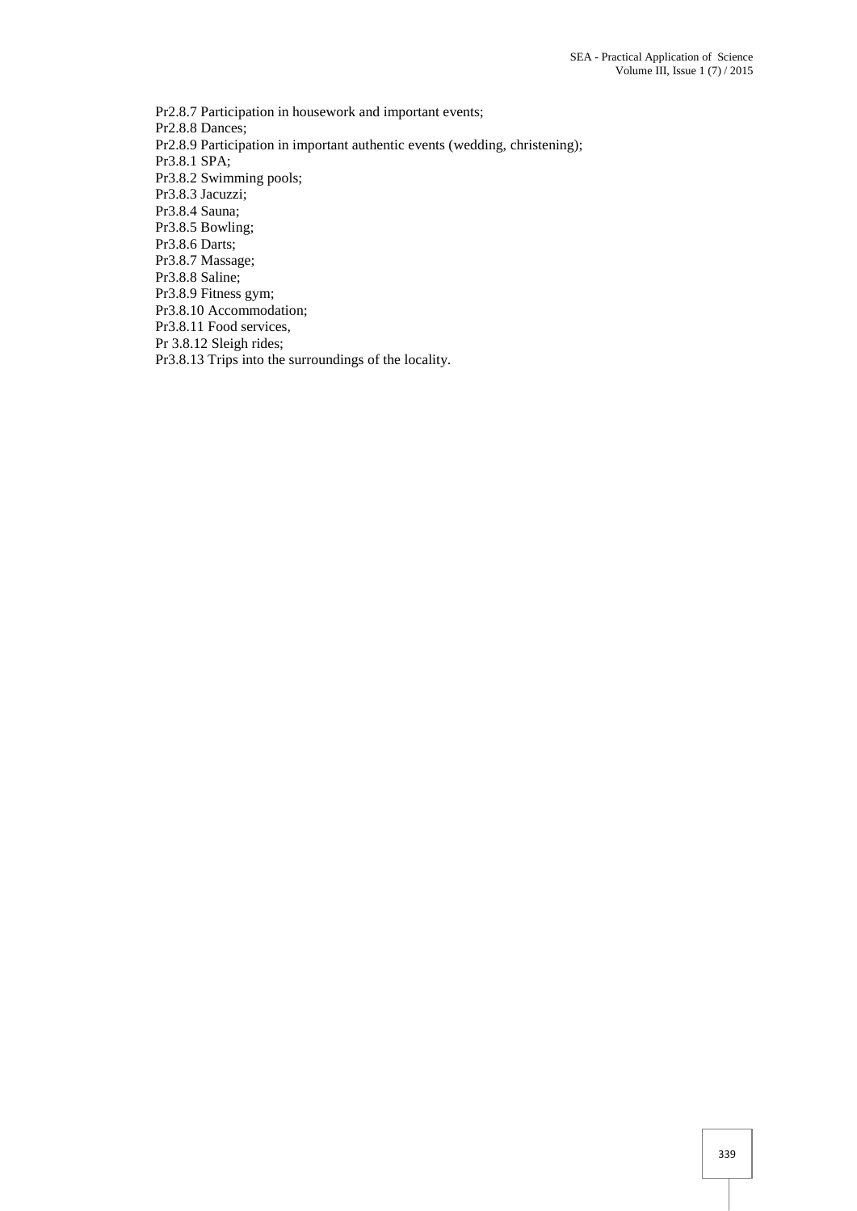Pr2.8.7 Participation in housework and important events;  
Pr2.8.8 Dances;  
Pr2.8.9 Participation in important authentic events (wedding, christening);  
Pr3.8.1 SPA;  
Pr3.8.2 Swimming pools;  
Pr3.8.3 Jacuzzi;  
Pr3.8.4 Sauna;  
Pr3.8.5 Bowling;  
Pr3.8.6 Darts;  
Pr3.8.7 Massage;  
Pr3.8.8 Saline;  
Pr3.8.9 Fitness gym;  
Pr3.8.10 Accommodation;  
Pr3.8.11 Food services,  
Pr 3.8.12 Sleigh rides;  
Pr3.8.13 Trips into the surroundings of the locality.